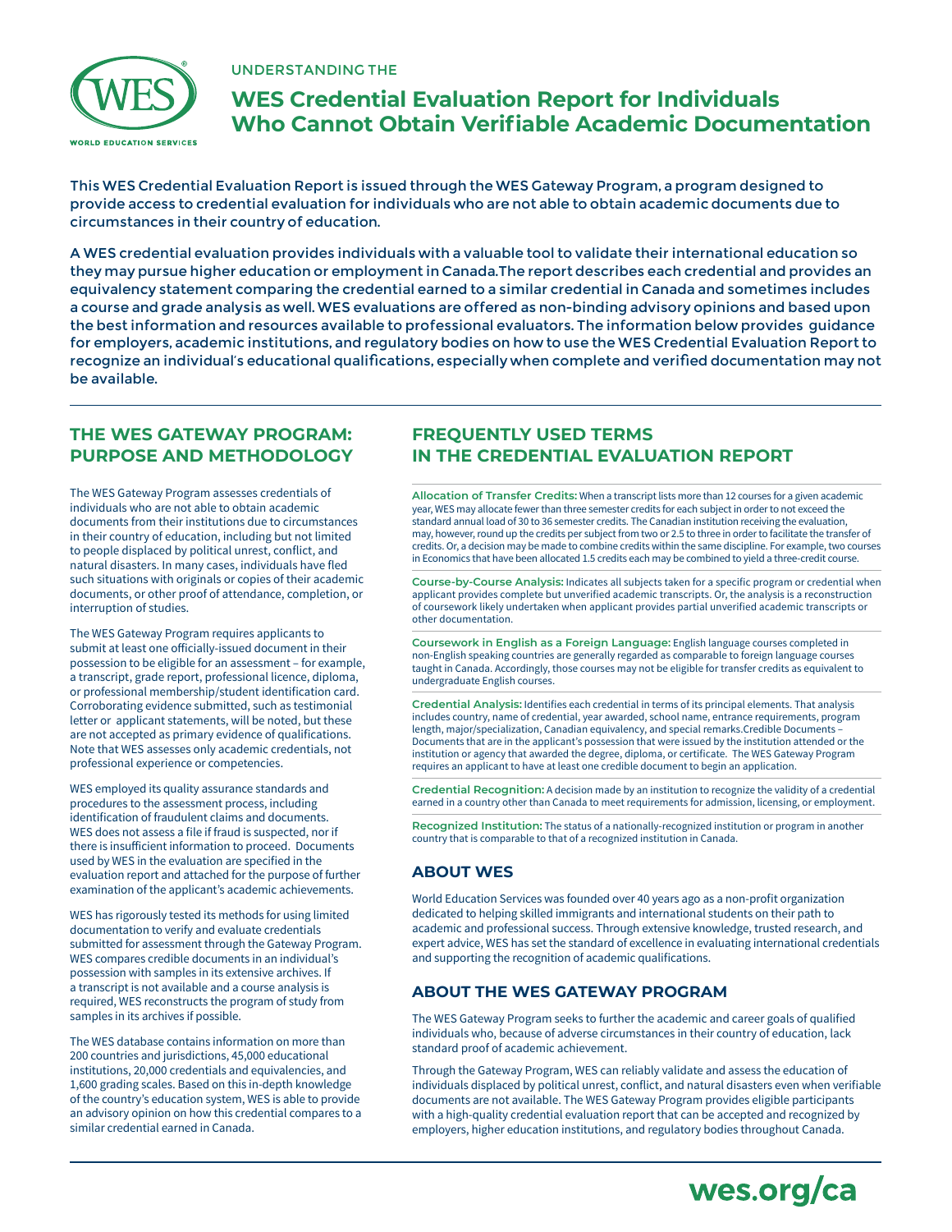UNDERSTANDING THE

# WES Credential Evaluation Report for Individuals Who Cannot Obtain Verifiable Academic Documentation

This WES Credential Evaluation Report is issued through the WES Gateway Program, a program designed to provide access to credential evaluation for individuals who are not able to obtain academic documents due to circumstances in their country of education.

A WES credential evaluation provides individuals with a valuable tool to validate their international education so they may pursue higher education or employment in Canada.The report describes each credential and provides an equivalency statement comparing the credential earned to a similar credential in Canada and sometimes includes a course and grade analysis as well. WES evaluations are offered as non-binding advisory opinions and based upon the best information and resources available to professional evaluators. The information below provides guidance for employers, academic institutions, and regulatory bodies on how to use the WES Credential Evaluation Report to recognize an individual's educational qualifications, especially when complete and verified documentation may not be available.

## THE WES GATEWAY PROGRAM: PURPOSE AND METHODOLOGY

The WES Gateway Program assesses credentials of individuals who are not able to obtain academic documents from their institutions due to circumstances in their country of education, including but not limited to people displaced by political unrest, conflict, and natural disasters. In many cases, individuals have fled such situations with originals or copies of their academic documents, or other proof of attendance, completion, or interruption of studies.

The WES Gateway Program requires applicants to submit at least one officially-issued document in their possession to be eligible for an assessment – for example, a transcript, grade report, professional licence, diploma, or professional membership/student identification card. Corroborating evidence submitted, such as testimonial letter or applicant statements, will be noted, but these are not accepted as primary evidence of qualifications. Note that WES assesses only academic credentials, not professional experience or competencies.

WES employed its quality assurance standards and procedures to the assessment process, including identification of fraudulent claims and documents. WES does not assess a file if fraud is suspected, nor if there is insufficient information to proceed. Documents used by WES in the evaluation are specified in the evaluation report and attached for the purpose of further examination of the applicant's academic achievements.

WES has rigorously tested its methods for using limited documentation to verify and evaluate credentials submitted for assessment through the Gateway Program. WES compares credible documents in an individual's possession with samples in its extensive archives. If a transcript is not available and a course analysis is required, WES reconstructs the program of study from samples in its archives if possible.

The WES database contains information on more than 200 countries and jurisdictions, 45,000 educational institutions, 20,000 credentials and equivalencies, and 1,600 grading scales. Based on this in-depth knowledge of the country's education system, WES is able to provide an advisory opinion on how this credential compares to a similar credential earned in Canada.

## FREQUENTLY USED TERMS IN THE CREDENTIAL EVALUATION REPORT

**Allocation of Transfer Credits:** When a transcript lists more than 12 courses for a given academic year, WES may allocate fewer than three semester credits for each subject in order to not exceed the standard annual load of 30 to 36 semester credits. The Canadian institution receiving the evaluation, may, however, round up the credits per subject from two or 2.5 to three in order to facilitate the transfer of credits. Or, a decision may be made to combine credits within the same discipline. For example, two courses in Economics that have been allocated 1.5 credits each may be combined to yield a three-credit course.

**Course-by-Course Analysis:** Indicates all subjects taken for a specific program or credential when applicant provides complete but unverified academic transcripts. Or, the analysis is a reconstruction of coursework likely undertaken when applicant provides partial unverified academic transcripts or other documentation.

**Coursework in English as a Foreign Language:** English language courses completed in non-English speaking countries are generally regarded as comparable to foreign language courses taught in Canada. Accordingly, those courses may not be eligible for transfer credits as equivalent to undergraduate English courses.

**Credential Analysis:** Identifies each credential in terms of its principal elements. That analysis includes country, name of credential, year awarded, school name, entrance requirements, program length, major/specialization, Canadian equivalency, and special remarks.Credible Documents – Documents that are in the applicant's possession that were issued by the institution attended or the institution or agency that awarded the degree, diploma, or certificate. The WES Gateway Program requires an applicant to have at least one credible document to begin an application.

**Credential Recognition:** A decision made by an institution to recognize the validity of a credential earned in a country other than Canada to meet requirements for admission, licensing, or employment.

**Recognized Institution:** The status of a nationally-recognized institution or program in another country that is comparable to that of a recognized institution in Canada.

## ABOUT WES

World Education Services was founded over 40 years ago as a non-profit organization dedicated to helping skilled immigrants and international students on their path to academic and professional success. Through extensive knowledge, trusted research, and expert advice, WES has set the standard of excellence in evaluating international credentials and supporting the recognition of academic qualifications.

## ABOUT THE WES GATEWAY PROGRAM

The WES Gateway Program seeks to further the academic and career goals of qualified individuals who, because of adverse circumstances in their country of education, lack standard proof of academic achievement.

Through the Gateway Program, WES can reliably validate and assess the education of individuals displaced by political unrest, conflict, and natural disasters even when verifiable documents are not available. The WES Gateway Program provides eligible participants with a high-quality credential evaluation report that can be accepted and recognized by employers, higher education institutions, and regulatory bodies throughout Canada.

**wes.org/ca**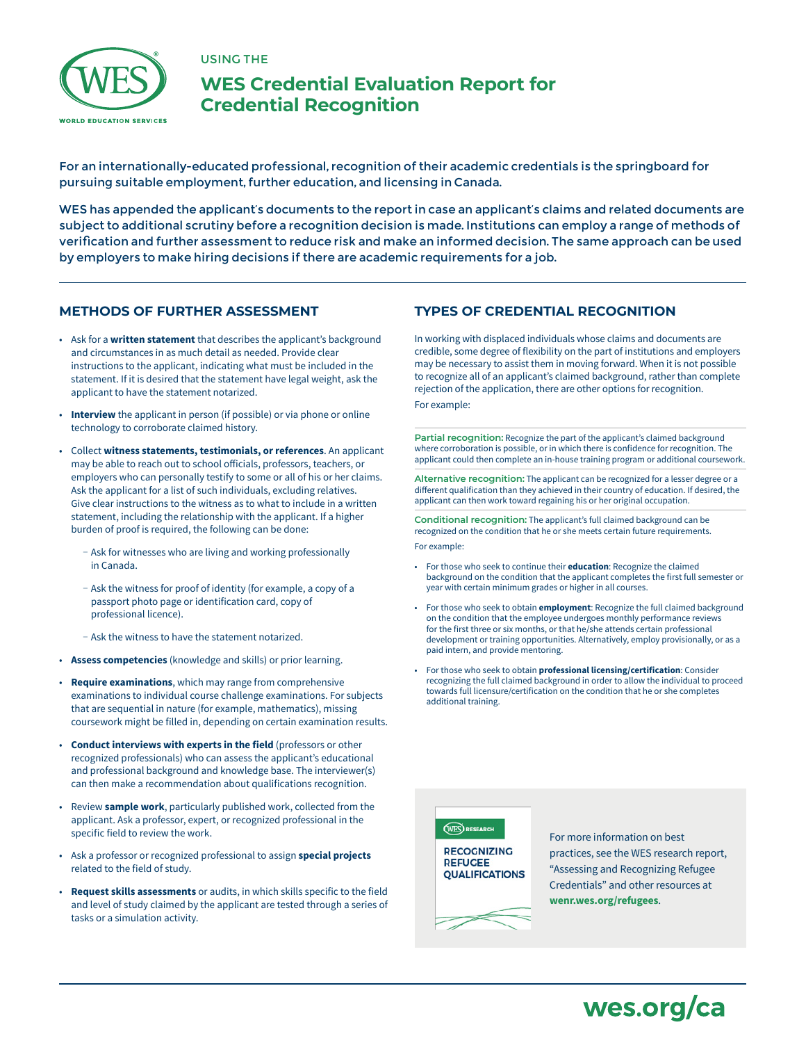USING THE

# WES Credential Evaluation Report for Credential Recognition

For an internationally-educated professional, recognition of their academic credentials is the springboard for pursuing suitable employment, further education, and licensing in Canada.

WES has appended the applicant's documents to the report in case an applicant's claims and related documents are subject to additional scrutiny before a recognition decision is made. Institutions can employ a range of methods of verification and further assessment to reduce risk and make an informed decision. The same approach can be used by employers to make hiring decisions if there are academic requirements for a job.

## METHODS OF FURTHER ASSESSMENT

- Ask for a **written statement** that describes the applicant's background and circumstances in as much detail as needed. Provide clear instructions to the applicant, indicating what must be included in the statement. If it is desired that the statement have legal weight, ask the applicant to have the statement notarized.
- **Interview** the applicant in person (if possible) or via phone or online technology to corroborate claimed history.
- Collect **witness statements, testimonials, or references**. An applicant may be able to reach out to school officials, professors, teachers, or employers who can personally testify to some or all of his or her claims. Ask the applicant for a list of such individuals, excluding relatives. Give clear instructions to the witness as to what to include in a written statement, including the relationship with the applicant. If a higher burden of proof is required, the following can be done:
  - Ask for witnesses who are living and working professionally in Canada.
  - Ask the witness for proof of identity (for example, a copy of a passport photo page or identification card, copy of professional licence).
  - Ask the witness to have the statement notarized.
- **Assess competencies** (knowledge and skills) or prior learning.
- **Require examinations**, which may range from comprehensive examinations to individual course challenge examinations. For subjects that are sequential in nature (for example, mathematics), missing coursework might be filled in, depending on certain examination results.
- **Conduct interviews with experts in the field** (professors or other recognized professionals) who can assess the applicant's educational and professional background and knowledge base. The interviewer(s) can then make a recommendation about qualifications recognition.
- Review **sample work**, particularly published work, collected from the applicant. Ask a professor, expert, or recognized professional in the specific field to review the work.
- Ask a professor or recognized professional to assign **special projects** related to the field of study.
- **Request skills assessments** or audits, in which skills specific to the field and level of study claimed by the applicant are tested through a series of tasks or a simulation activity.

## TYPES OF CREDENTIAL RECOGNITION

In working with displaced individuals whose claims and documents are credible, some degree of flexibility on the part of institutions and employers may be necessary to assist them in moving forward. When it is not possible to recognize all of an applicant's claimed background, rather than complete rejection of the application, there are other options for recognition.

For example:

**Partial recognition:** Recognize the part of the applicant's claimed background where corroboration is possible, or in which there is confidence for recognition. The applicant could then complete an in-house training program or additional coursework.

**Alternative recognition:** The applicant can be recognized for a lesser degree or a different qualification than they achieved in their country of education. If desired, the applicant can then work toward regaining his or her original occupation.

**Conditional recognition:** The applicant's full claimed background can be recognized on the condition that he or she meets certain future requirements.

For example:

- For those who seek to continue their **education**: Recognize the claimed background on the condition that the applicant completes the first full semester or year with certain minimum grades or higher in all courses.
- For those who seek to obtain **employment**: Recognize the full claimed background on the condition that the employee undergoes monthly performance reviews for the first three or six months, or that he/she attends certain professional development or training opportunities. Alternatively, employ provisionally, or as a paid intern, and provide mentoring.
- For those who seek to obtain **professional licensing/certification**: Consider recognizing the full claimed background in order to allow the individual to proceed towards full licensure/certification on the condition that he or she completes additional training.

WES RESEARCH

RECOGNIZING REFUGEE QUALIFICATIONS

For more information on best practices, see the WES research report, "Assessing and Recognizing Refugee Credentials" and other resources at **wenr.wes.org/refugees**.

wes.org/ca